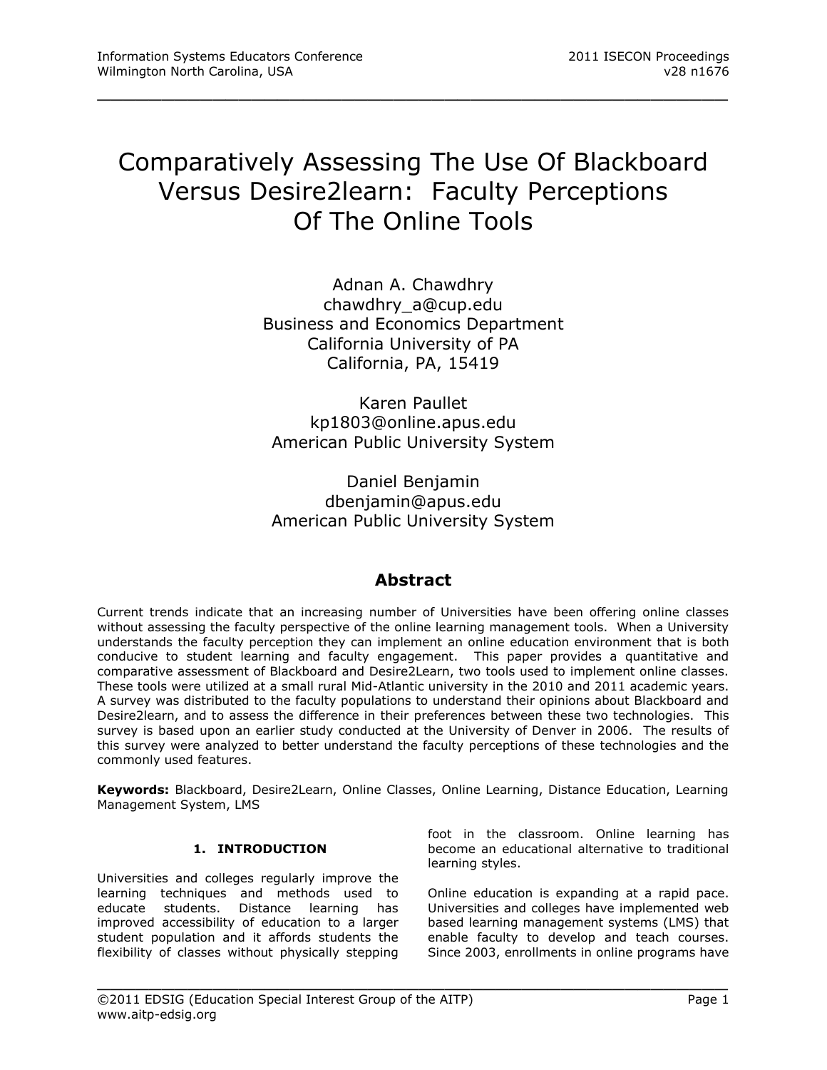# Comparatively Assessing The Use Of Blackboard Versus Desire2learn: Faculty Perceptions Of The Online Tools

Adnan A. Chawdhry
chawdhry_a@cup.edu
Business and Economics Department
California University of PA
California, PA, 15419

Karen Paullet
kp1803@online.apus.edu
American Public University System

Daniel Benjamin
dbenjamin@apus.edu
American Public University System

## Abstract

Current trends indicate that an increasing number of Universities have been offering online classes without assessing the faculty perspective of the online learning management tools. When a University understands the faculty perception they can implement an online education environment that is both conducive to student learning and faculty engagement. This paper provides a quantitative and comparative assessment of Blackboard and Desire2Learn, two tools used to implement online classes. These tools were utilized at a small rural Mid-Atlantic university in the 2010 and 2011 academic years. A survey was distributed to the faculty populations to understand their opinions about Blackboard and Desire2learn, and to assess the difference in their preferences between these two technologies. This survey is based upon an earlier study conducted at the University of Denver in 2006. The results of this survey were analyzed to better understand the faculty perceptions of these technologies and the commonly used features.

**Keywords:** Blackboard, Desire2Learn, Online Classes, Online Learning, Distance Education, Learning Management System, LMS

## 1. INTRODUCTION

Universities and colleges regularly improve the learning techniques and methods used to educate students. Distance learning has improved accessibility of education to a larger student population and it affords students the flexibility of classes without physically stepping foot in the classroom. Online learning has become an educational alternative to traditional learning styles.

Online education is expanding at a rapid pace. Universities and colleges have implemented web based learning management systems (LMS) that enable faculty to develop and teach courses. Since 2003, enrollments in online programs have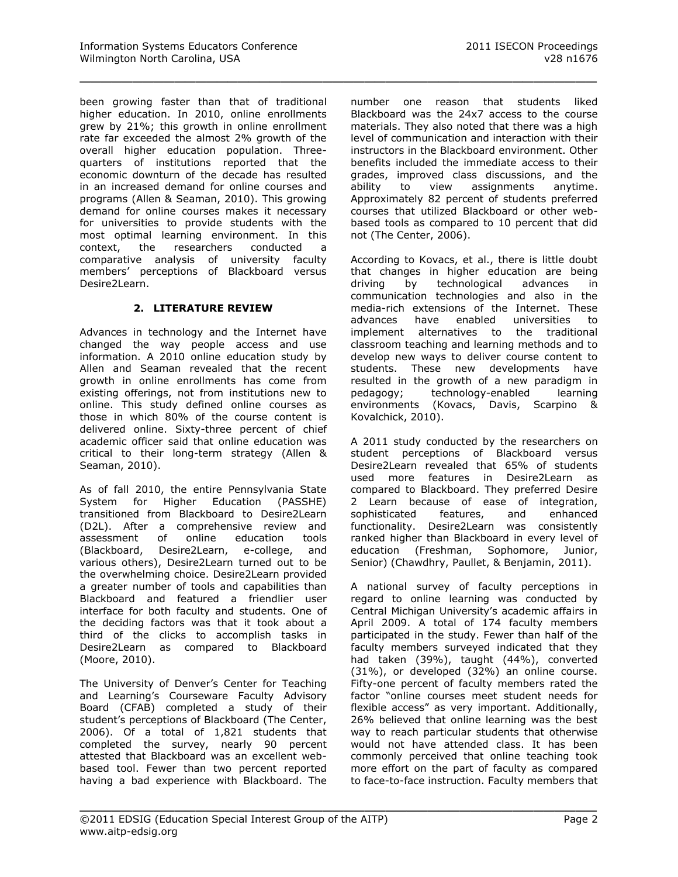been growing faster than that of traditional higher education. In 2010, online enrollments grew by 21%; this growth in online enrollment rate far exceeded the almost 2% growth of the overall higher education population. Three-quarters of institutions reported that the economic downturn of the decade has resulted in an increased demand for online courses and programs (Allen & Seaman, 2010). This growing demand for online courses makes it necessary for universities to provide students with the most optimal learning environment. In this context, the researchers conducted a comparative analysis of university faculty members' perceptions of Blackboard versus Desire2Learn.

## 2. LITERATURE REVIEW

Advances in technology and the Internet have changed the way people access and use information. A 2010 online education study by Allen and Seaman revealed that the recent growth in online enrollments has come from existing offerings, not from institutions new to online. This study defined online courses as those in which 80% of the course content is delivered online. Sixty-three percent of chief academic officer said that online education was critical to their long-term strategy (Allen & Seaman, 2010).

As of fall 2010, the entire Pennsylvania State System for Higher Education (PASSHE) transitioned from Blackboard to Desire2Learn (D2L). After a comprehensive review and assessment of online education tools (Blackboard, Desire2Learn, e-college, and various others), Desire2Learn turned out to be the overwhelming choice. Desire2Learn provided a greater number of tools and capabilities than Blackboard and featured a friendlier user interface for both faculty and students. One of the deciding factors was that it took about a third of the clicks to accomplish tasks in Desire2Learn as compared to Blackboard (Moore, 2010).

The University of Denver's Center for Teaching and Learning's Courseware Faculty Advisory Board (CFAB) completed a study of their student's perceptions of Blackboard (The Center, 2006). Of a total of 1,821 students that completed the survey, nearly 90 percent attested that Blackboard was an excellent web-based tool. Fewer than two percent reported having a bad experience with Blackboard. The number one reason that students liked Blackboard was the 24x7 access to the course materials. They also noted that there was a high level of communication and interaction with their instructors in the Blackboard environment. Other benefits included the immediate access to their grades, improved class discussions, and the ability to view assignments anytime. Approximately 82 percent of students preferred courses that utilized Blackboard or other web-based tools as compared to 10 percent that did not (The Center, 2006).

According to Kovacs, et al., there is little doubt that changes in higher education are being driving by technological advances in communication technologies and also in the media-rich extensions of the Internet. These advances have enabled universities to implement alternatives to the traditional classroom teaching and learning methods and to develop new ways to deliver course content to students. These new developments have resulted in the growth of a new paradigm in pedagogy; technology-enabled learning environments (Kovacs, Davis, Scarpino & Kovalchick, 2010).

A 2011 study conducted by the researchers on student perceptions of Blackboard versus Desire2Learn revealed that 65% of students used more features in Desire2Learn as compared to Blackboard. They preferred Desire 2 Learn because of ease of integration, sophisticated features, and enhanced functionality. Desire2Learn was consistently ranked higher than Blackboard in every level of education (Freshman, Sophomore, Junior, Senior) (Chawdhry, Paullet, & Benjamin, 2011).

A national survey of faculty perceptions in regard to online learning was conducted by Central Michigan University's academic affairs in April 2009. A total of 174 faculty members participated in the study. Fewer than half of the faculty members surveyed indicated that they had taken (39%), taught (44%), converted (31%), or developed (32%) an online course. Fifty-one percent of faculty members rated the factor "online courses meet student needs for flexible access" as very important. Additionally, 26% believed that online learning was the best way to reach particular students that otherwise would not have attended class. It has been commonly perceived that online teaching took more effort on the part of faculty as compared to face-to-face instruction. Faculty members that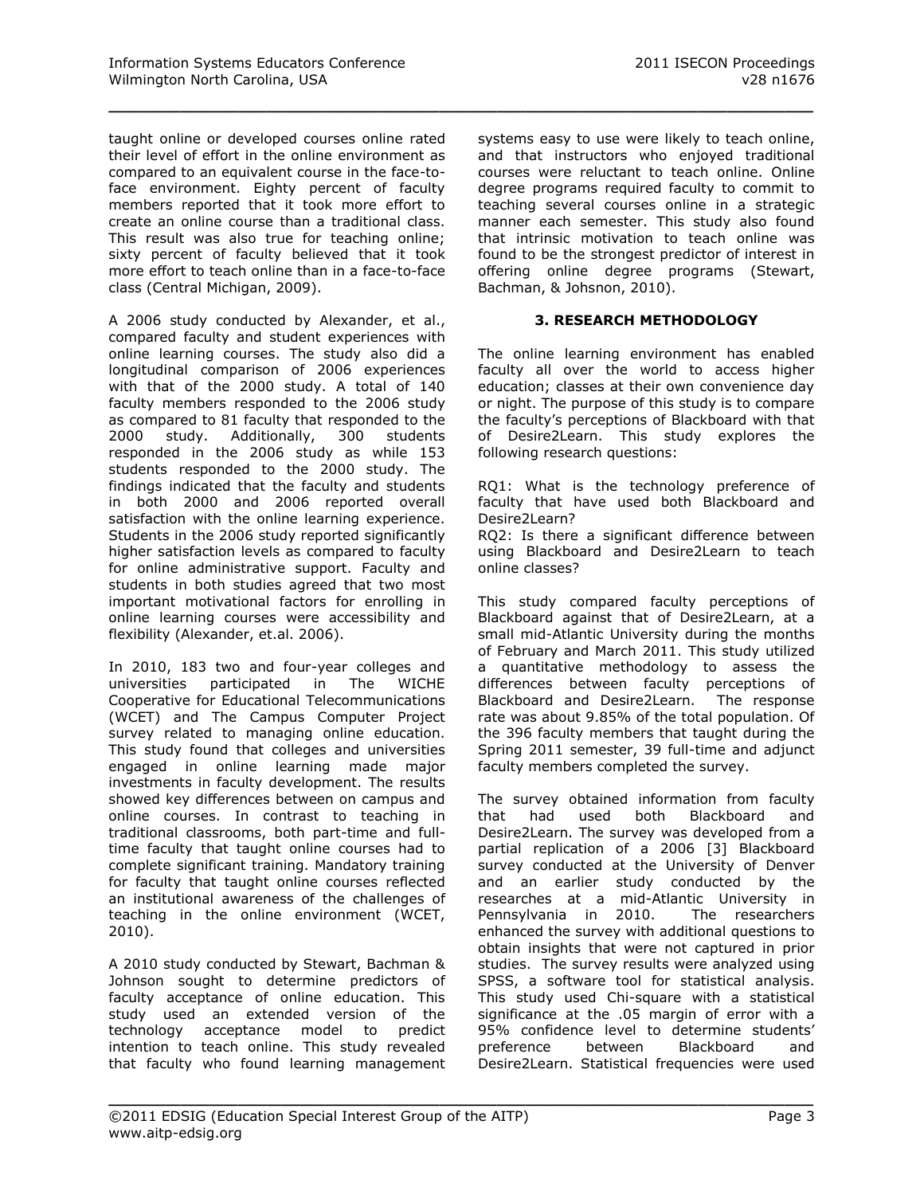taught online or developed courses online rated their level of effort in the online environment as compared to an equivalent course in the face-to-face environment. Eighty percent of faculty members reported that it took more effort to create an online course than a traditional class. This result was also true for teaching online; sixty percent of faculty believed that it took more effort to teach online than in a face-to-face class (Central Michigan, 2009).

A 2006 study conducted by Alexander, et al., compared faculty and student experiences with online learning courses. The study also did a longitudinal comparison of 2006 experiences with that of the 2000 study. A total of 140 faculty members responded to the 2006 study as compared to 81 faculty that responded to the 2000 study. Additionally, 300 students responded in the 2006 study as while 153 students responded to the 2000 study. The findings indicated that the faculty and students in both 2000 and 2006 reported overall satisfaction with the online learning experience. Students in the 2006 study reported significantly higher satisfaction levels as compared to faculty for online administrative support. Faculty and students in both studies agreed that two most important motivational factors for enrolling in online learning courses were accessibility and flexibility (Alexander, et.al. 2006).

In 2010, 183 two and four-year colleges and universities participated in The WICHE Cooperative for Educational Telecommunications (WCET) and The Campus Computer Project survey related to managing online education. This study found that colleges and universities engaged in online learning made major investments in faculty development. The results showed key differences between on campus and online courses. In contrast to teaching in traditional classrooms, both part-time and full-time faculty that taught online courses had to complete significant training. Mandatory training for faculty that taught online courses reflected an institutional awareness of the challenges of teaching in the online environment (WCET, 2010).

A 2010 study conducted by Stewart, Bachman & Johnson sought to determine predictors of faculty acceptance of online education. This study used an extended version of the technology acceptance model to predict intention to teach online. This study revealed that faculty who found learning management systems easy to use were likely to teach online, and that instructors who enjoyed traditional courses were reluctant to teach online. Online degree programs required faculty to commit to teaching several courses online in a strategic manner each semester. This study also found that intrinsic motivation to teach online was found to be the strongest predictor of interest in offering online degree programs (Stewart, Bachman, & Johsnon, 2010).

## 3. RESEARCH METHODOLOGY

The online learning environment has enabled faculty all over the world to access higher education; classes at their own convenience day or night. The purpose of this study is to compare the faculty's perceptions of Blackboard with that of Desire2Learn. This study explores the following research questions:

RQ1: What is the technology preference of faculty that have used both Blackboard and Desire2Learn?
RQ2: Is there a significant difference between using Blackboard and Desire2Learn to teach online classes?

This study compared faculty perceptions of Blackboard against that of Desire2Learn, at a small mid-Atlantic University during the months of February and March 2011. This study utilized a quantitative methodology to assess the differences between faculty perceptions of Blackboard and Desire2Learn. The response rate was about 9.85% of the total population. Of the 396 faculty members that taught during the Spring 2011 semester, 39 full-time and adjunct faculty members completed the survey.

The survey obtained information from faculty that had used both Blackboard and Desire2Learn. The survey was developed from a partial replication of a 2006 [3] Blackboard survey conducted at the University of Denver and an earlier study conducted by the researches at a mid-Atlantic University in Pennsylvania in 2010. The researchers enhanced the survey with additional questions to obtain insights that were not captured in prior studies. The survey results were analyzed using SPSS, a software tool for statistical analysis. This study used Chi-square with a statistical significance at the .05 margin of error with a 95% confidence level to determine students' preference between Blackboard and Desire2Learn. Statistical frequencies were used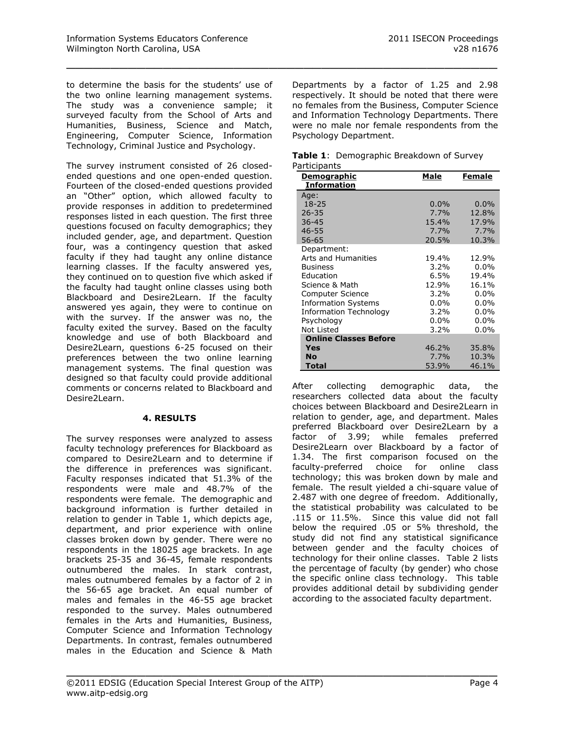to determine the basis for the students' use of the two online learning management systems. The study was a convenience sample; it surveyed faculty from the School of Arts and Humanities, Business, Science and Match, Engineering, Computer Science, Information Technology, Criminal Justice and Psychology.

The survey instrument consisted of 26 closed-ended questions and one open-ended question. Fourteen of the closed-ended questions provided an "Other" option, which allowed faculty to provide responses in addition to predetermined responses listed in each question. The first three questions focused on faculty demographics; they included gender, age, and department. Question four, was a contingency question that asked faculty if they had taught any online distance learning classes. If the faculty answered yes, they continued on to question five which asked if the faculty had taught online classes using both Blackboard and Desire2Learn. If the faculty answered yes again, they were to continue on with the survey. If the answer was no, the faculty exited the survey. Based on the faculty knowledge and use of both Blackboard and Desire2Learn, questions 6-25 focused on their preferences between the two online learning management systems. The final question was designed so that faculty could provide additional comments or concerns related to Blackboard and Desire2Learn.

## 4. RESULTS

The survey responses were analyzed to assess faculty technology preferences for Blackboard as compared to Desire2Learn and to determine if the difference in preferences was significant. Faculty responses indicated that 51.3% of the respondents were male and 48.7% of the respondents were female. The demographic and background information is further detailed in relation to gender in Table 1, which depicts age, department, and prior experience with online classes broken down by gender. There were no respondents in the 18025 age brackets. In age brackets 25-35 and 36-45, female respondents outnumbered the males. In stark contrast, males outnumbered females by a factor of 2 in the 56-65 age bracket. An equal number of males and females in the 46-55 age bracket responded to the survey. Males outnumbered females in the Arts and Humanities, Business, Computer Science and Information Technology Departments. In contrast, females outnumbered males in the Education and Science & Math Departments by a factor of 1.25 and 2.98 respectively. It should be noted that there were no females from the Business, Computer Science and Information Technology Departments. There were no male nor female respondents from the Psychology Department.

**Table 1**: Demographic Breakdown of Survey Participants

| Demographic Information | Male | Female |
|---|---|---|
| Age: | | |
| 18-25 | 0.0% | 0.0% |
| 26-35 | 7.7% | 12.8% |
| 36-45 | 15.4% | 17.9% |
| 46-55 | 7.7% | 7.7% |
| 56-65 | 20.5% | 10.3% |
| Department: | | |
| Arts and Humanities | 19.4% | 12.9% |
| Business | 3.2% | 0.0% |
| Education | 6.5% | 19.4% |
| Science & Math | 12.9% | 16.1% |
| Computer Science | 3.2% | 0.0% |
| Information Systems | 0.0% | 0.0% |
| Information Technology | 3.2% | 0.0% |
| Psychology | 0.0% | 0.0% |
| Not Listed | 3.2% | 0.0% |
| **Online Classes Before** | | |
| **Yes** | 46.2% | 35.8% |
| **No** | 7.7% | 10.3% |
| **Total** | 53.9% | 46.1% |

After collecting demographic data, the researchers collected data about the faculty choices between Blackboard and Desire2Learn in relation to gender, age, and department. Males preferred Blackboard over Desire2Learn by a factor of 3.99; while females preferred Desire2Learn over Blackboard by a factor of 1.34. The first comparison focused on the faculty-preferred choice for online class technology; this was broken down by male and female. The result yielded a chi-square value of 2.487 with one degree of freedom. Additionally, the statistical probability was calculated to be .115 or 11.5%. Since this value did not fall below the required .05 or 5% threshold, the study did not find any statistical significance between gender and the faculty choices of technology for their online classes. Table 2 lists the percentage of faculty (by gender) who chose the specific online class technology. This table provides additional detail by subdividing gender according to the associated faculty department.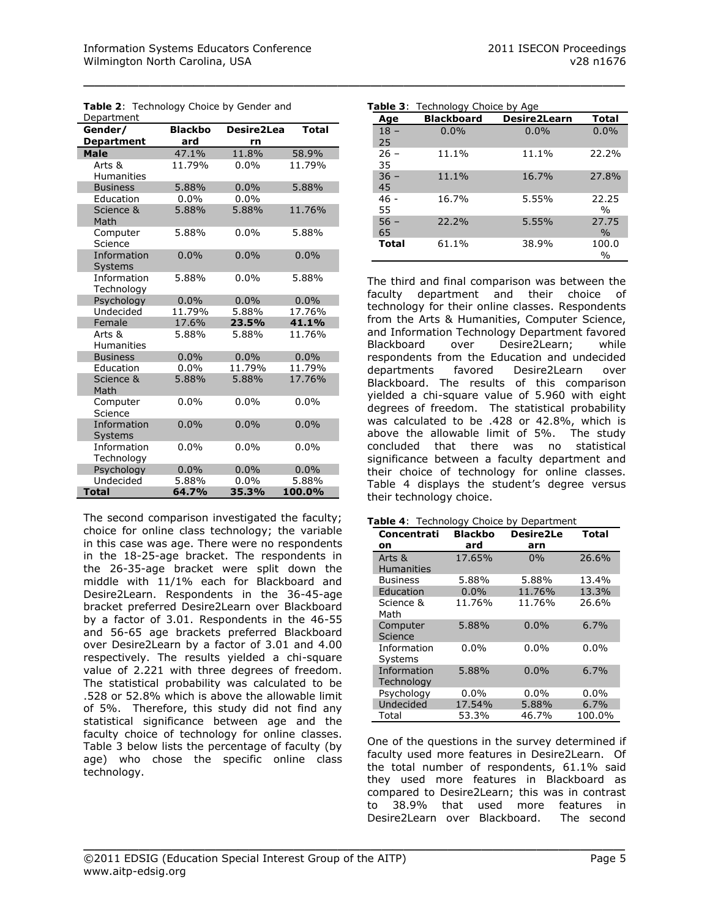**Table 2**: Technology Choice by Gender and Department

| Gender/ Department | Blackboard | Desire2Learn | Total |
|---|---|---|---|
| **Male** | 47.1% | 11.8% | 58.9% |
| Arts & Humanities | 11.79% | 0.0% | 11.79% |
| Business | 5.88% | 0.0% | 5.88% |
| Education | 0.0% | 0.0% | |
| Science & Math | 5.88% | 5.88% | 11.76% |
| Computer Science | 5.88% | 0.0% | 5.88% |
| Information Systems | 0.0% | 0.0% | 0.0% |
| Information Technology | 5.88% | 0.0% | 5.88% |
| Psychology | 0.0% | 0.0% | 0.0% |
| Undecided | 11.79% | 5.88% | 17.76% |
| Female | 17.6% | **23.5%** | **41.1%** |
| Arts & Humanities | 5.88% | 5.88% | 11.76% |
| Business | 0.0% | 0.0% | 0.0% |
| Education | 0.0% | 11.79% | 11.79% |
| Science & Math | 5.88% | 5.88% | 17.76% |
| Computer Science | 0.0% | 0.0% | 0.0% |
| Information Systems | 0.0% | 0.0% | 0.0% |
| Information Technology | 0.0% | 0.0% | 0.0% |
| Psychology | 0.0% | 0.0% | 0.0% |
| Undecided | 5.88% | 0.0% | 5.88% |
| **Total** | **64.7%** | **35.3%** | **100.0%** |

The second comparison investigated the faculty; choice for online class technology; the variable in this case was age. There were no respondents in the 18-25-age bracket. The respondents in the 26-35-age bracket were split down the middle with 11/1% each for Blackboard and Desire2Learn. Respondents in the 36-45-age bracket preferred Desire2Learn over Blackboard by a factor of 3.01. Respondents in the 46-55 and 56-65 age brackets preferred Blackboard over Desire2Learn by a factor of 3.01 and 4.00 respectively. The results yielded a chi-square value of 2.221 with three degrees of freedom. The statistical probability was calculated to be .528 or 52.8% which is above the allowable limit of 5%. Therefore, this study did not find any statistical significance between age and the faculty choice of technology for online classes. Table 3 below lists the percentage of faculty (by age) who chose the specific online class technology.

**Table 3**: Technology Choice by Age

| Age | Blackboard | Desire2Learn | Total |
|---|---|---|---|
| 18 – 25 | 0.0% | 0.0% | 0.0% |
| 26 – 35 | 11.1% | 11.1% | 22.2% |
| 36 – 45 | 11.1% | 16.7% | 27.8% |
| 46 - 55 | 16.7% | 5.55% | 22.25 % |
| 56 – 65 | 22.2% | 5.55% | 27.75 % |
| **Total** | 61.1% | 38.9% | 100.0 % |

The third and final comparison was between the faculty department and their choice of technology for their online classes. Respondents from the Arts & Humanities, Computer Science, and Information Technology Department favored Blackboard over Desire2Learn; while respondents from the Education and undecided departments favored Desire2Learn over Blackboard. The results of this comparison yielded a chi-square value of 5.960 with eight degrees of freedom. The statistical probability was calculated to be .428 or 42.8%, which is above the allowable limit of 5%. The study concluded that there was no statistical significance between a faculty department and their choice of technology for online classes. Table 4 displays the student's degree versus their technology choice.

**Table 4**: Technology Choice by Department

| Concentration | Blackboard | Desire2Learn | Total |
|---|---|---|---|
| Arts & Humanities | 17.65% | 0% | 26.6% |
| Business | 5.88% | 5.88% | 13.4% |
| Education | 0.0% | 11.76% | 13.3% |
| Science & Math | 11.76% | 11.76% | 26.6% |
| Computer Science | 5.88% | 0.0% | 6.7% |
| Information Systems | 0.0% | 0.0% | 0.0% |
| Information Technology | 5.88% | 0.0% | 6.7% |
| Psychology | 0.0% | 0.0% | 0.0% |
| Undecided | 17.54% | 5.88% | 6.7% |
| Total | 53.3% | 46.7% | 100.0% |

One of the questions in the survey determined if faculty used more features in Desire2Learn. Of the total number of respondents, 61.1% said they used more features in Blackboard as compared to Desire2Learn; this was in contrast to 38.9% that used more features in Desire2Learn over Blackboard. The second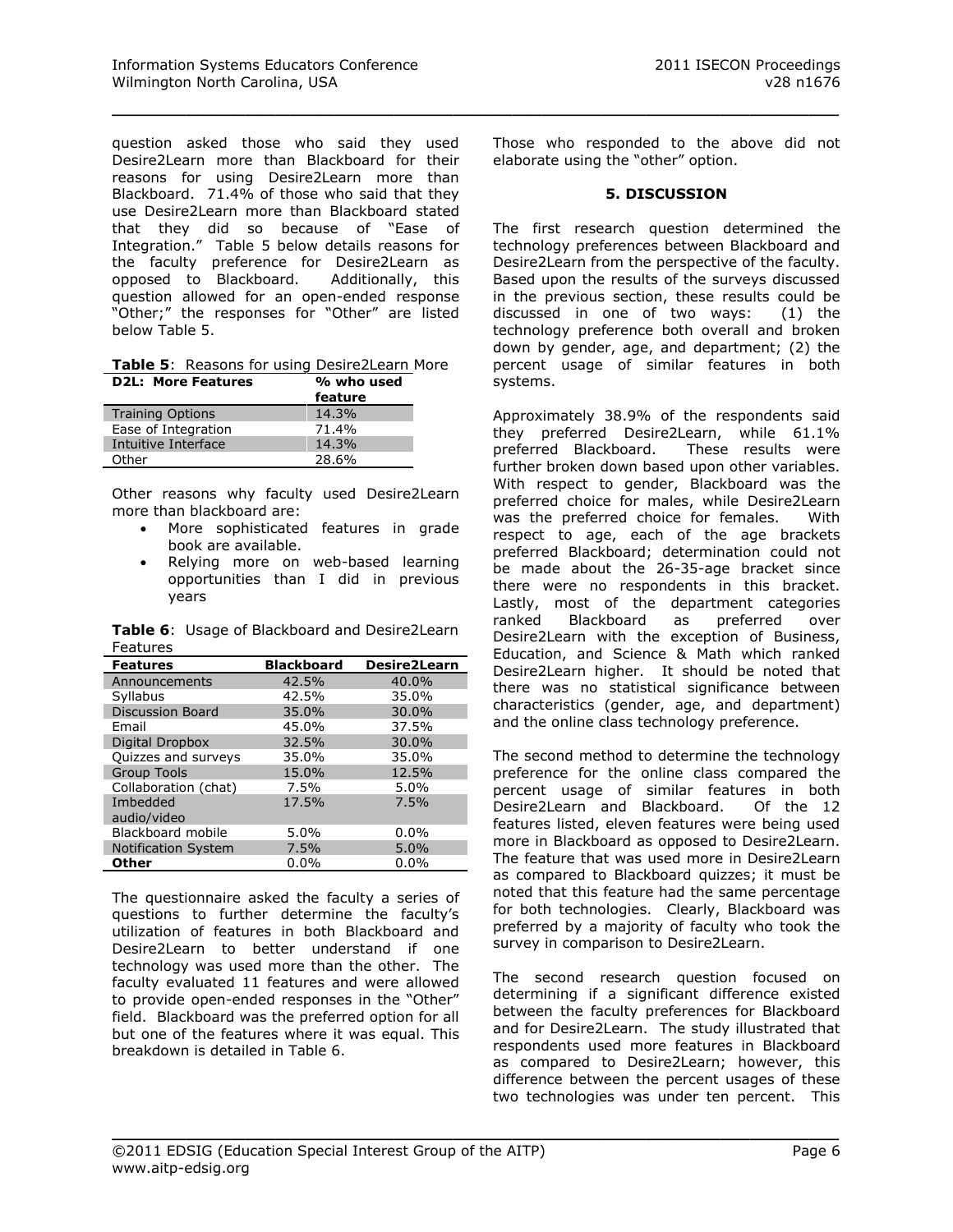question asked those who said they used Desire2Learn more than Blackboard for their reasons for using Desire2Learn more than Blackboard. 71.4% of those who said that they use Desire2Learn more than Blackboard stated that they did so because of "Ease of Integration." Table 5 below details reasons for the faculty preference for Desire2Learn as opposed to Blackboard. Additionally, this question allowed for an open-ended response "Other;" the responses for "Other" are listed below Table 5.

**Table 5**: Reasons for using Desire2Learn More

| D2L: More Features | % who used feature |
|---|---|
| Training Options | 14.3% |
| Ease of Integration | 71.4% |
| Intuitive Interface | 14.3% |
| Other | 28.6% |

Other reasons why faculty used Desire2Learn more than blackboard are:

- More sophisticated features in grade book are available.
- Relying more on web-based learning opportunities than I did in previous years

**Table 6**: Usage of Blackboard and Desire2Learn Features

| Features | Blackboard | Desire2Learn |
|---|---|---|
| Announcements | 42.5% | 40.0% |
| Syllabus | 42.5% | 35.0% |
| Discussion Board | 35.0% | 30.0% |
| Email | 45.0% | 37.5% |
| Digital Dropbox | 32.5% | 30.0% |
| Quizzes and surveys | 35.0% | 35.0% |
| Group Tools | 15.0% | 12.5% |
| Collaboration (chat) | 7.5% | 5.0% |
| Imbedded audio/video | 17.5% | 7.5% |
| Blackboard mobile | 5.0% | 0.0% |
| Notification System | 7.5% | 5.0% |
| **Other** | 0.0% | 0.0% |

The questionnaire asked the faculty a series of questions to further determine the faculty's utilization of features in both Blackboard and Desire2Learn to better understand if one technology was used more than the other. The faculty evaluated 11 features and were allowed to provide open-ended responses in the "Other" field. Blackboard was the preferred option for all but one of the features where it was equal. This breakdown is detailed in Table 6.

Those who responded to the above did not elaborate using the "other" option.

## 5. DISCUSSION

The first research question determined the technology preferences between Blackboard and Desire2Learn from the perspective of the faculty. Based upon the results of the surveys discussed in the previous section, these results could be discussed in one of two ways: (1) the technology preference both overall and broken down by gender, age, and department; (2) the percent usage of similar features in both systems.

Approximately 38.9% of the respondents said they preferred Desire2Learn, while 61.1% preferred Blackboard. These results were further broken down based upon other variables. With respect to gender, Blackboard was the preferred choice for males, while Desire2Learn was the preferred choice for females. With respect to age, each of the age brackets preferred Blackboard; determination could not be made about the 26-35-age bracket since there were no respondents in this bracket. Lastly, most of the department categories ranked Blackboard as preferred over Desire2Learn with the exception of Business, Education, and Science & Math which ranked Desire2Learn higher. It should be noted that there was no statistical significance between characteristics (gender, age, and department) and the online class technology preference.

The second method to determine the technology preference for the online class compared the percent usage of similar features in both Desire2Learn and Blackboard. Of the 12 features listed, eleven features were being used more in Blackboard as opposed to Desire2Learn. The feature that was used more in Desire2Learn as compared to Blackboard quizzes; it must be noted that this feature had the same percentage for both technologies. Clearly, Blackboard was preferred by a majority of faculty who took the survey in comparison to Desire2Learn.

The second research question focused on determining if a significant difference existed between the faculty preferences for Blackboard and for Desire2Learn. The study illustrated that respondents used more features in Blackboard as compared to Desire2Learn; however, this difference between the percent usages of these two technologies was under ten percent. This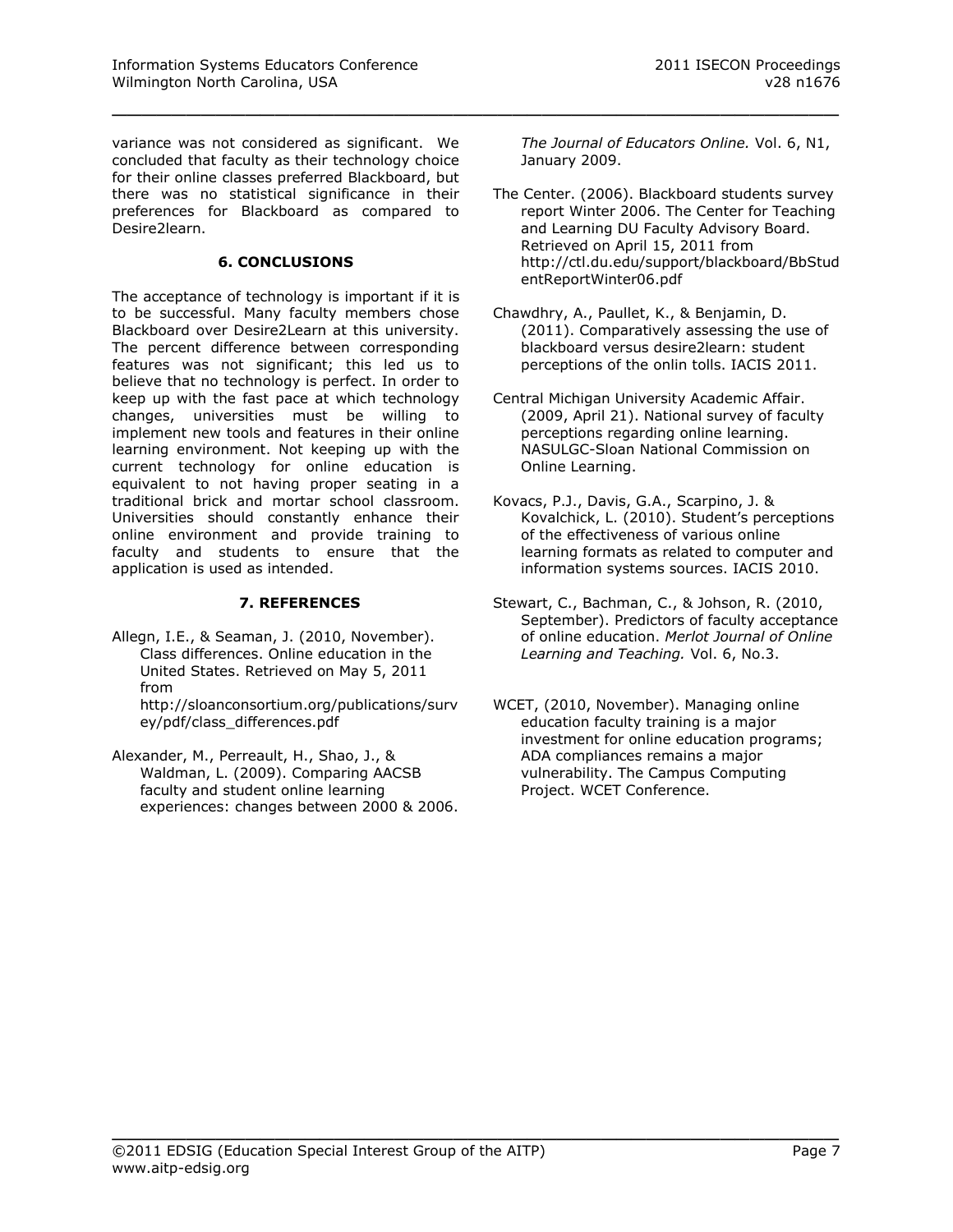variance was not considered as significant. We concluded that faculty as their technology choice for their online classes preferred Blackboard, but there was no statistical significance in their preferences for Blackboard as compared to Desire2learn.

## 6. CONCLUSIONS

The acceptance of technology is important if it is to be successful. Many faculty members chose Blackboard over Desire2Learn at this university. The percent difference between corresponding features was not significant; this led us to believe that no technology is perfect. In order to keep up with the fast pace at which technology changes, universities must be willing to implement new tools and features in their online learning environment. Not keeping up with the current technology for online education is equivalent to not having proper seating in a traditional brick and mortar school classroom. Universities should constantly enhance their online environment and provide training to faculty and students to ensure that the application is used as intended.

## 7. REFERENCES

Allegn, I.E., & Seaman, J. (2010, November). Class differences. Online education in the United States. Retrieved on May 5, 2011 from http://sloanconsortium.org/publications/survey/pdf/class_differences.pdf

Alexander, M., Perreault, H., Shao, J., & Waldman, L. (2009). Comparing AACSB faculty and student online learning experiences: changes between 2000 & 2006. *The Journal of Educators Online.* Vol. 6, N1, January 2009.

The Center. (2006). Blackboard students survey report Winter 2006. The Center for Teaching and Learning DU Faculty Advisory Board. Retrieved on April 15, 2011 from http://ctl.du.edu/support/blackboard/BbStudentReportWinter06.pdf

Chawdhry, A., Paullet, K., & Benjamin, D. (2011). Comparatively assessing the use of blackboard versus desire2learn: student perceptions of the onlin tolls. IACIS 2011.

Central Michigan University Academic Affair. (2009, April 21). National survey of faculty perceptions regarding online learning. NASULGC-Sloan National Commission on Online Learning.

Kovacs, P.J., Davis, G.A., Scarpino, J. & Kovalchick, L. (2010). Student's perceptions of the effectiveness of various online learning formats as related to computer and information systems sources. IACIS 2010.

Stewart, C., Bachman, C., & Johson, R. (2010, September). Predictors of faculty acceptance of online education. *Merlot Journal of Online Learning and Teaching.* Vol. 6, No.3.

WCET, (2010, November). Managing online education faculty training is a major investment for online education programs; ADA compliances remains a major vulnerability. The Campus Computing Project. WCET Conference.